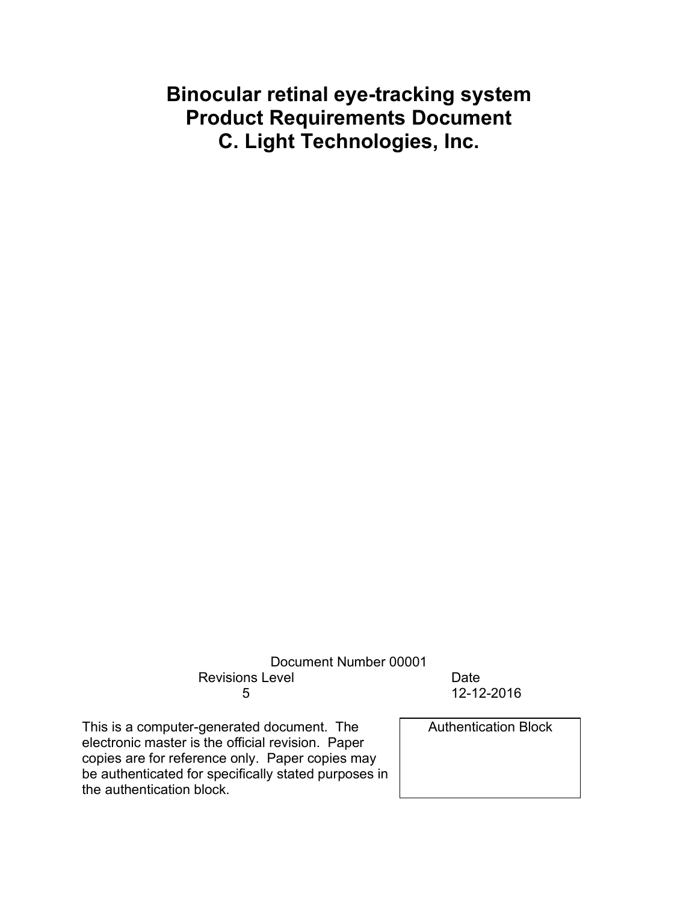# Binocular retinal eye-tracking system
# Product Requirements Document
# C. Light Technologies, Inc.

Document Number 00001

| Revisions Level | Date |
| --- | --- |
| 5 | 12-12-2016 |

This is a computer-generated document. The electronic master is the official revision. Paper copies are for reference only. Paper copies may be authenticated for specifically stated purposes in the authentication block.

| Authentication Block |
| --- |
| |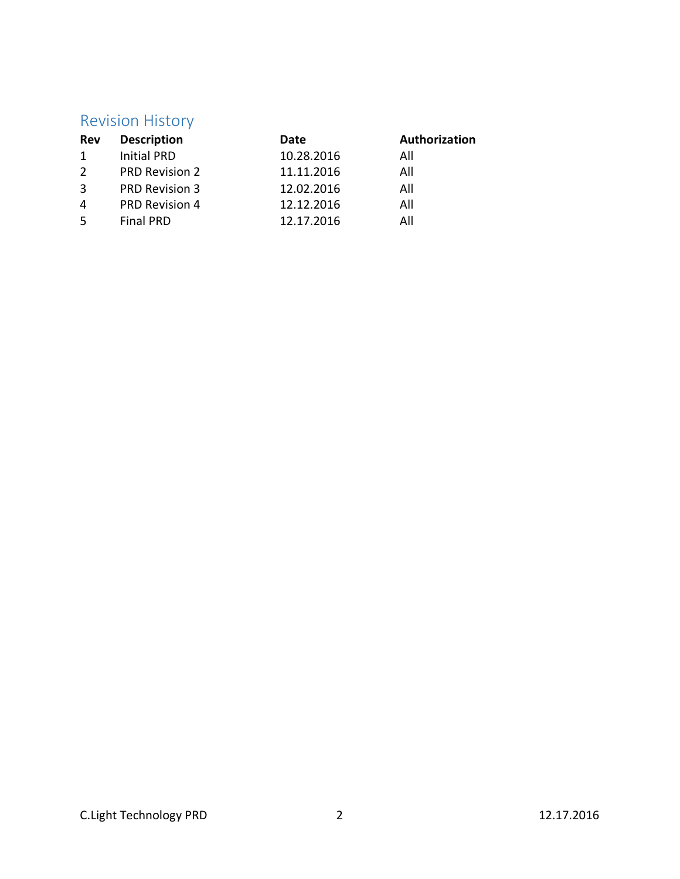## Revision History

| Rev | Description | Date | Authorization |
|---|---|---|---|
| 1 | Initial PRD | 10.28.2016 | All |
| 2 | PRD Revision 2 | 11.11.2016 | All |
| 3 | PRD Revision 3 | 12.02.2016 | All |
| 4 | PRD Revision 4 | 12.12.2016 | All |
| 5 | Final PRD | 12.17.2016 | All |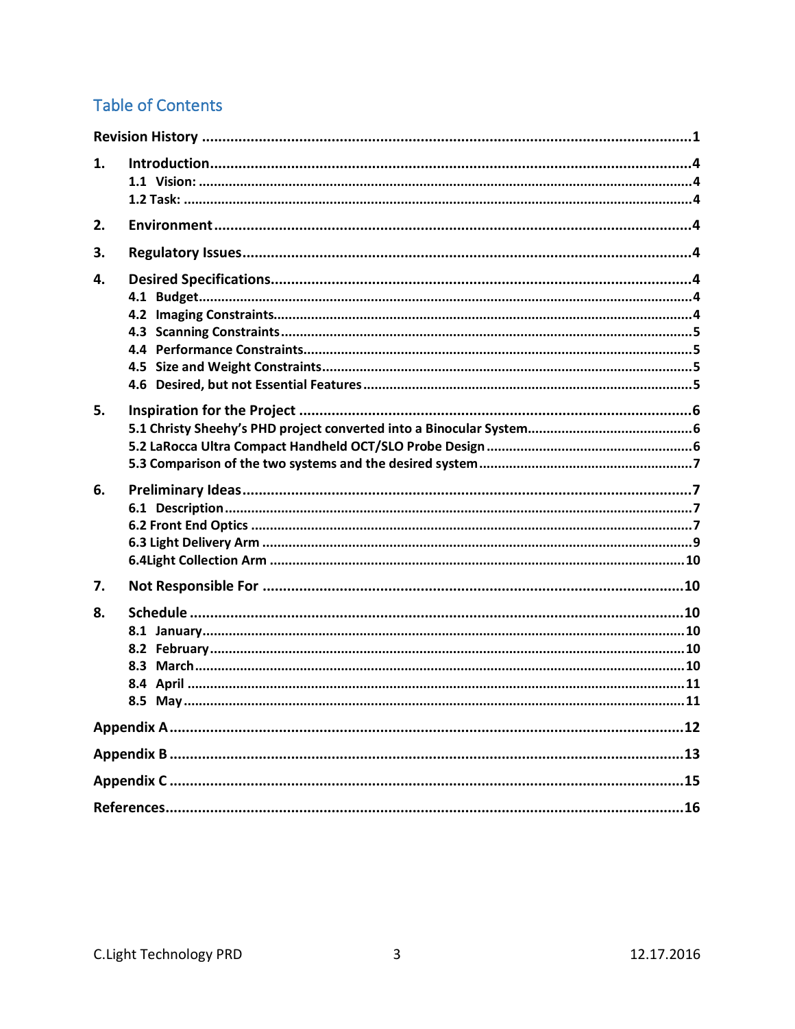# Table of Contents

**Revision History** ........................................................................ 1

**1. Introduction** ........................................................................ 4
- 1.1 Vision: ........................................................................ 4
- 1.2 Task: ........................................................................ 4

**2. Environment** ........................................................................ 4

**3. Regulatory Issues** ........................................................................ 4

**4. Desired Specifications** ........................................................................ 4
- 4.1 Budget ........................................................................ 4
- 4.2 Imaging Constraints ........................................................................ 4
- 4.3 Scanning Constraints ........................................................................ 5
- 4.4 Performance Constraints ........................................................................ 5
- 4.5 Size and Weight Constraints ........................................................................ 5
- 4.6 Desired, but not Essential Features ........................................................................ 5

**5. Inspiration for the Project** ........................................................................ 6
- 5.1 Christy Sheehy's PHD project converted into a Binocular System ........................................................................ 6
- 5.2 LaRocca Ultra Compact Handheld OCT/SLO Probe Design ........................................................................ 6
- 5.3 Comparison of the two systems and the desired system ........................................................................ 7

**6. Preliminary Ideas** ........................................................................ 7
- 6.1 Description ........................................................................ 7
- 6.2 Front End Optics ........................................................................ 7
- 6.3 Light Delivery Arm ........................................................................ 9
- 6.4Light Collection Arm ........................................................................ 10

**7. Not Responsible For** ........................................................................ 10

**8. Schedule** ........................................................................ 10
- 8.1 January ........................................................................ 10
- 8.2 February ........................................................................ 10
- 8.3 March ........................................................................ 10
- 8.4 April ........................................................................ 11
- 8.5 May ........................................................................ 11

**Appendix A** ........................................................................ 12

**Appendix B** ........................................................................ 13

**Appendix C** ........................................................................ 15

**References** ........................................................................ 16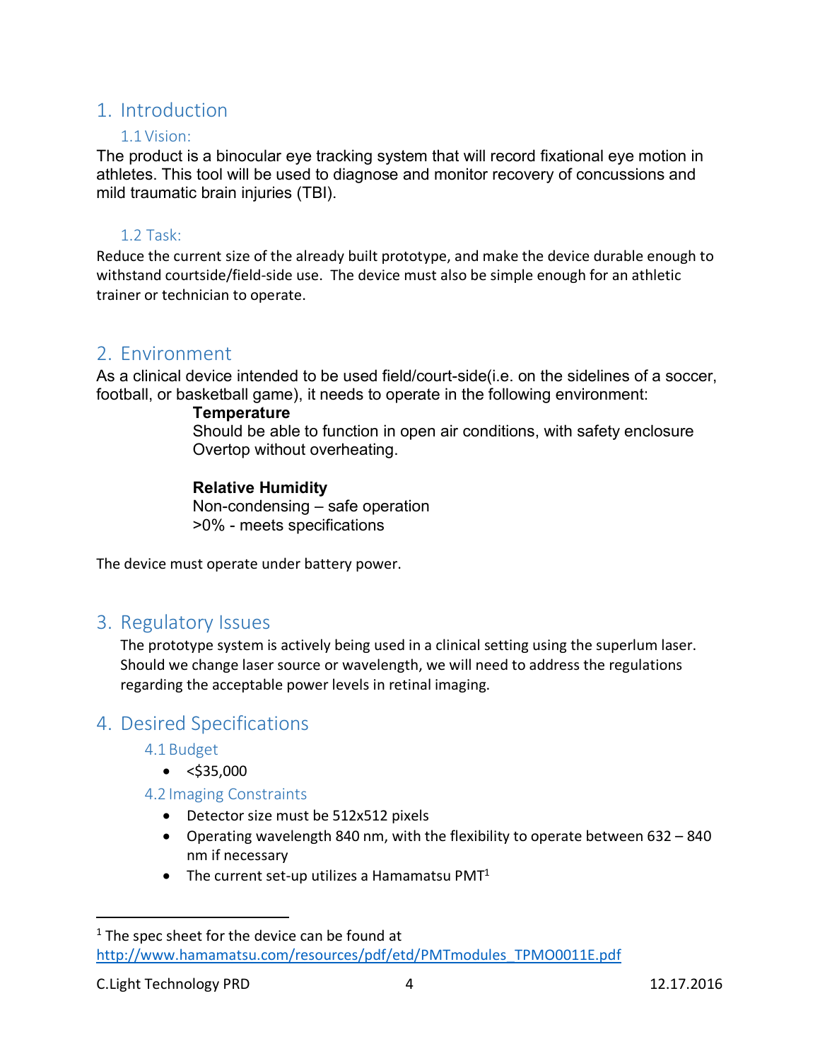# 1. Introduction

## 1.1 Vision:

The product is a binocular eye tracking system that will record fixational eye motion in athletes. This tool will be used to diagnose and monitor recovery of concussions and mild traumatic brain injuries (TBI).

## 1.2 Task:

Reduce the current size of the already built prototype, and make the device durable enough to withstand courtside/field-side use. The device must also be simple enough for an athletic trainer or technician to operate.

# 2. Environment

As a clinical device intended to be used field/court-side(i.e. on the sidelines of a soccer, football, or basketball game), it needs to operate in the following environment:

**Temperature**
Should be able to function in open air conditions, with safety enclosure Overtop without overheating.

**Relative Humidity**
Non-condensing – safe operation
>0% - meets specifications

The device must operate under battery power.

# 3. Regulatory Issues

The prototype system is actively being used in a clinical setting using the superlum laser. Should we change laser source or wavelength, we will need to address the regulations regarding the acceptable power levels in retinal imaging.

# 4. Desired Specifications

## 4.1 Budget

- <$35,000

## 4.2 Imaging Constraints

- Detector size must be 512x512 pixels
- Operating wavelength 840 nm, with the flexibility to operate between 632 – 840 nm if necessary
- The current set-up utilizes a Hamamatsu PMT[1]

[1] The spec sheet for the device can be found at http://www.hamamatsu.com/resources/pdf/etd/PMTmodules_TPMO0011E.pdf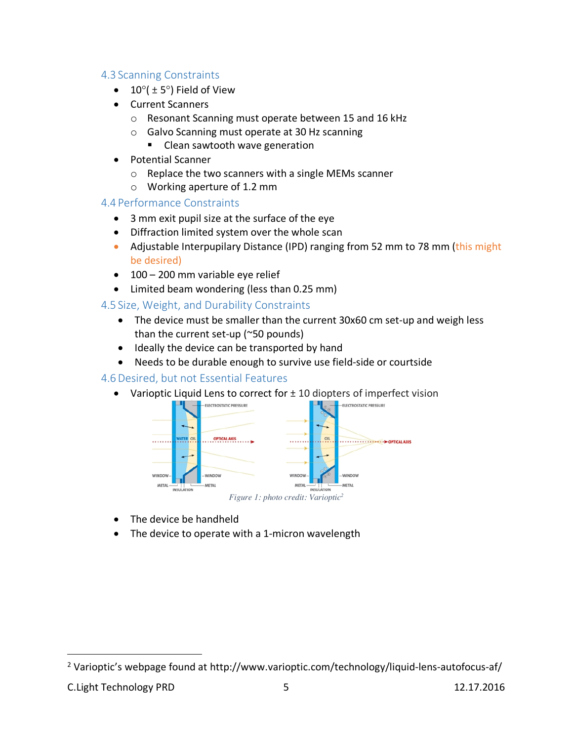### 4.3 Scanning Constraints

- 10°( ± 5°) Field of View
- Current Scanners
  - Resonant Scanning must operate between 15 and 16 kHz
  - Galvo Scanning must operate at 30 Hz scanning
    - Clean sawtooth wave generation
- Potential Scanner
  - Replace the two scanners with a single MEMs scanner
  - Working aperture of 1.2 mm

### 4.4 Performance Constraints

- 3 mm exit pupil size at the surface of the eye
- Diffraction limited system over the whole scan
- Adjustable Interpupilary Distance (IPD) ranging from 52 mm to 78 mm (this might be desired)
- 100 – 200 mm variable eye relief
- Limited beam wondering (less than 0.25 mm)

### 4.5 Size, Weight, and Durability Constraints

- The device must be smaller than the current 30x60 cm set-up and weigh less than the current set-up (~50 pounds)
- Ideally the device can be transported by hand
- Needs to be durable enough to survive use field-side or courtside

### 4.6 Desired, but not Essential Features

- Varioptic Liquid Lens to correct for ± 10 diopters of imperfect vision

*Figure 1: photo credit: Varioptic*[2]

- The device be handheld
- The device to operate with a 1-micron wavelength

[2] Varioptic's webpage found at http://www.varioptic.com/technology/liquid-lens-autofocus-af/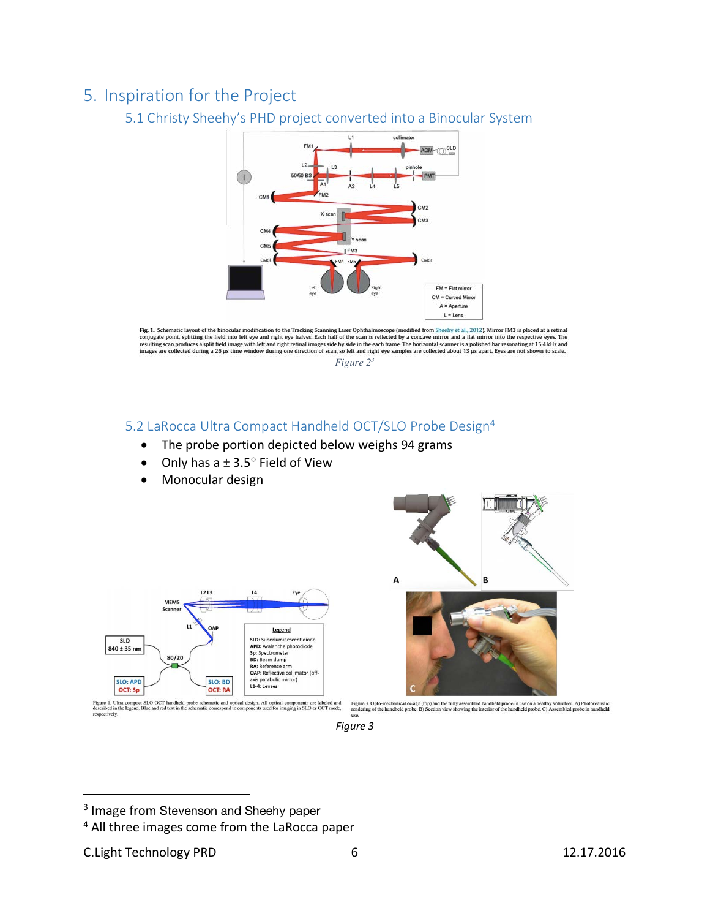# 5. Inspiration for the Project

## 5.1 Christy Sheehy's PHD project converted into a Binocular System

**Fig. 1.** Schematic layout of the binocular modification to the Tracking Scanning Laser Ophthalmoscope (modified from Sheehy et al., 2012). Mirror FM3 is placed at a retinal conjugate point, splitting the field into left eye and right eye halves. Each half of the scan is reflected by a concave mirror and a flat mirror into the respective eyes. The resulting scan produces a split field image with left and right retinal images side by side in the each frame. The horizontal scanner is a polished bar resonating at 15.4 kHz and images are collected during a 26 µs time window during one direction of scan, so left and right eye samples are collected about 13 µs apart. Eyes are not shown to scale.

*Figure 2*[3]

## 5.2 LaRocca Ultra Compact Handheld OCT/SLO Probe Design[4]

- The probe portion depicted below weighs 94 grams
- Only has a ± 3.5° Field of View
- Monocular design

Figure 1. Ultra-compact SLO-OCT handheld probe schematic and optical design. All optical components are labeled and described in the legend. Blue and red text in the schematic correspond to components used for imaging in SLO or OCT mode, respectively.

Figure 3. Opto-mechanical design (top) and the fully assembled handheld probe in use on a healthy volunteer. A) Photorealistic rendering of the handheld probe. B) Section view showing the interior of the handheld probe. C) Assembled probe in handheld use.

*Figure 3*

---

[3] Image from Stevenson and Sheehy paper

[4] All three images come from the LaRocca paper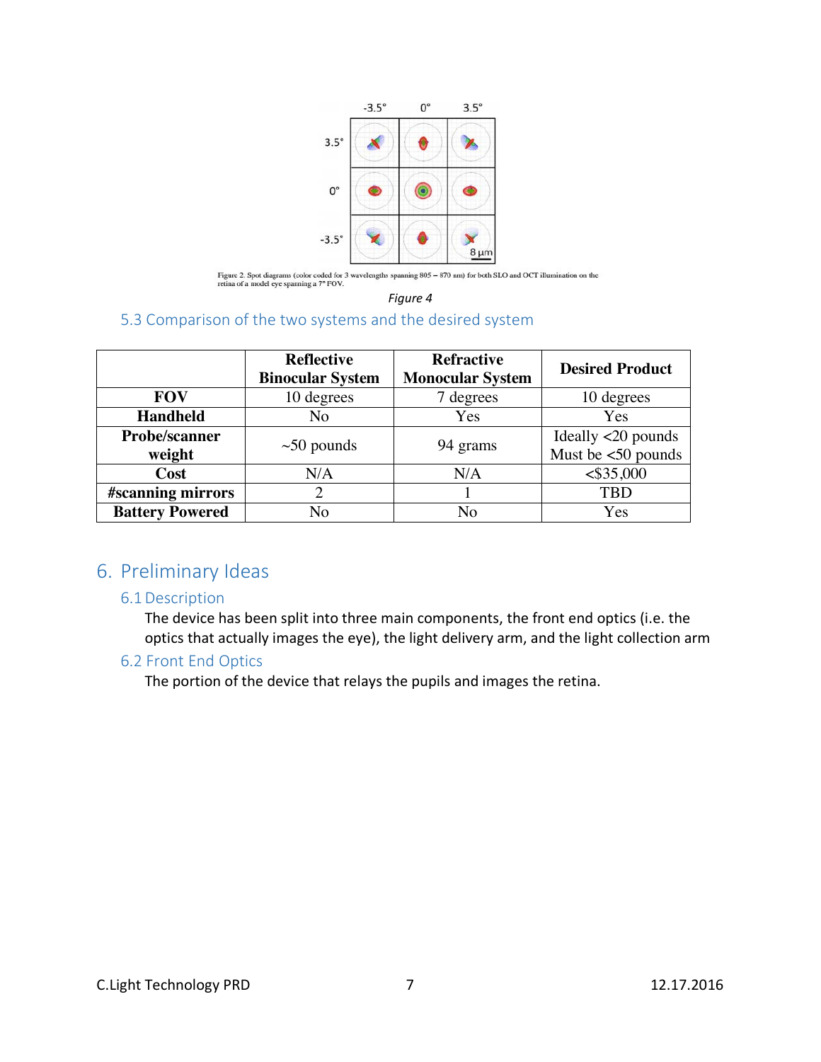Figure 2. Spot diagrams (color coded for 3 wavelengths spanning 805 – 870 nm) for both SLO and OCT illumination on the retina of a model eye spanning a 7° FOV.

*Figure 4*

### 5.3 Comparison of the two systems and the desired system

| | Reflective Binocular System | Refractive Monocular System | Desired Product |
|---|---|---|---|
| **FOV** | 10 degrees | 7 degrees | 10 degrees |
| **Handheld** | No | Yes | Yes |
| **Probe/scanner weight** | ~50 pounds | 94 grams | Ideally <20 pounds Must be <50 pounds |
| **Cost** | N/A | N/A | <$35,000 |
| **#scanning mirrors** | 2 | 1 | TBD |
| **Battery Powered** | No | No | Yes |

## 6. Preliminary Ideas

### 6.1 Description

The device has been split into three main components, the front end optics (i.e. the optics that actually images the eye), the light delivery arm, and the light collection arm

### 6.2 Front End Optics

The portion of the device that relays the pupils and images the retina.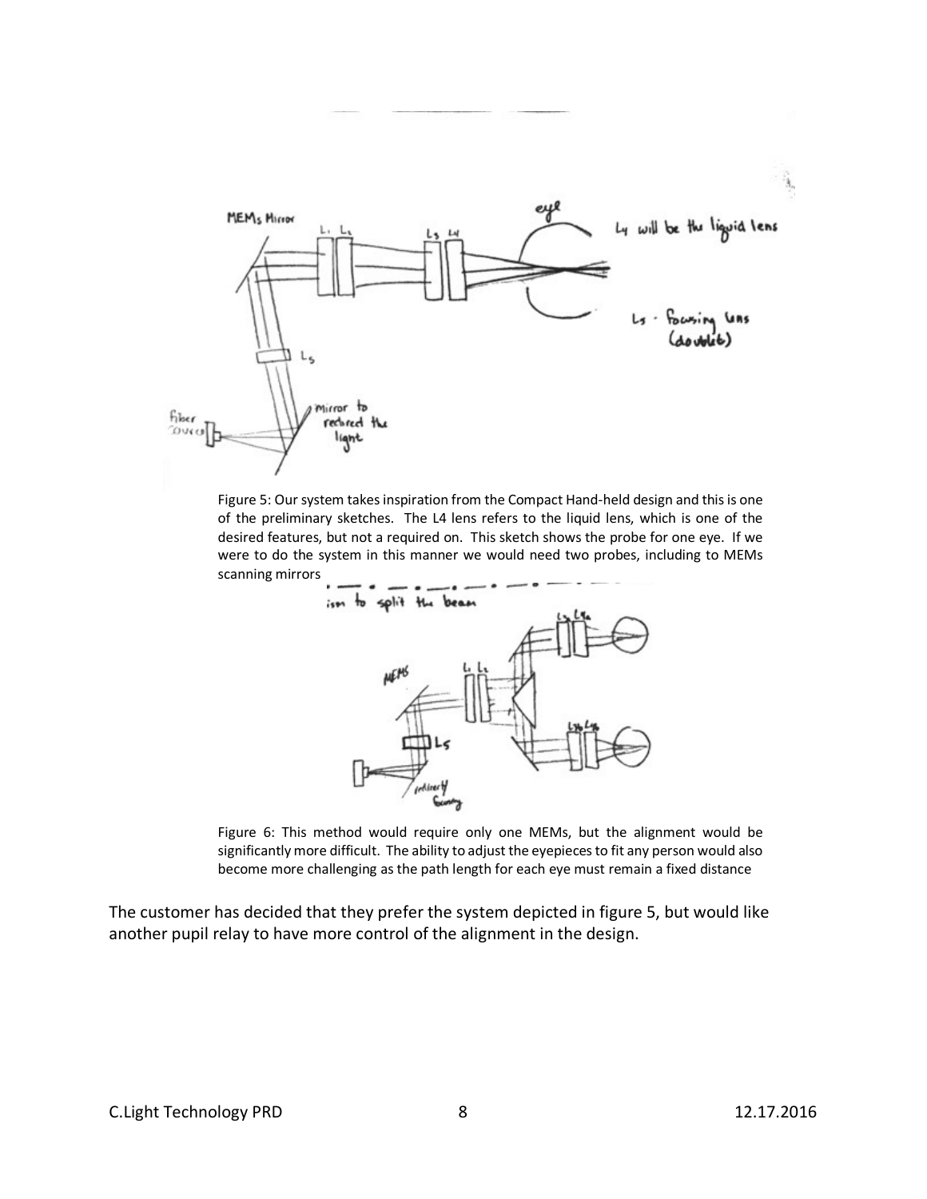Figure 5: Our system takes inspiration from the Compact Hand-held design and this is one of the preliminary sketches. The L4 lens refers to the liquid lens, which is one of the desired features, but not a required on. This sketch shows the probe for one eye. If we were to do the system in this manner we would need two probes, including to MEMs scanning mirrors

Figure 6: This method would require only one MEMs, but the alignment would be significantly more difficult. The ability to adjust the eyepieces to fit any person would also become more challenging as the path length for each eye must remain a fixed distance

The customer has decided that they prefer the system depicted in figure 5, but would like another pupil relay to have more control of the alignment in the design.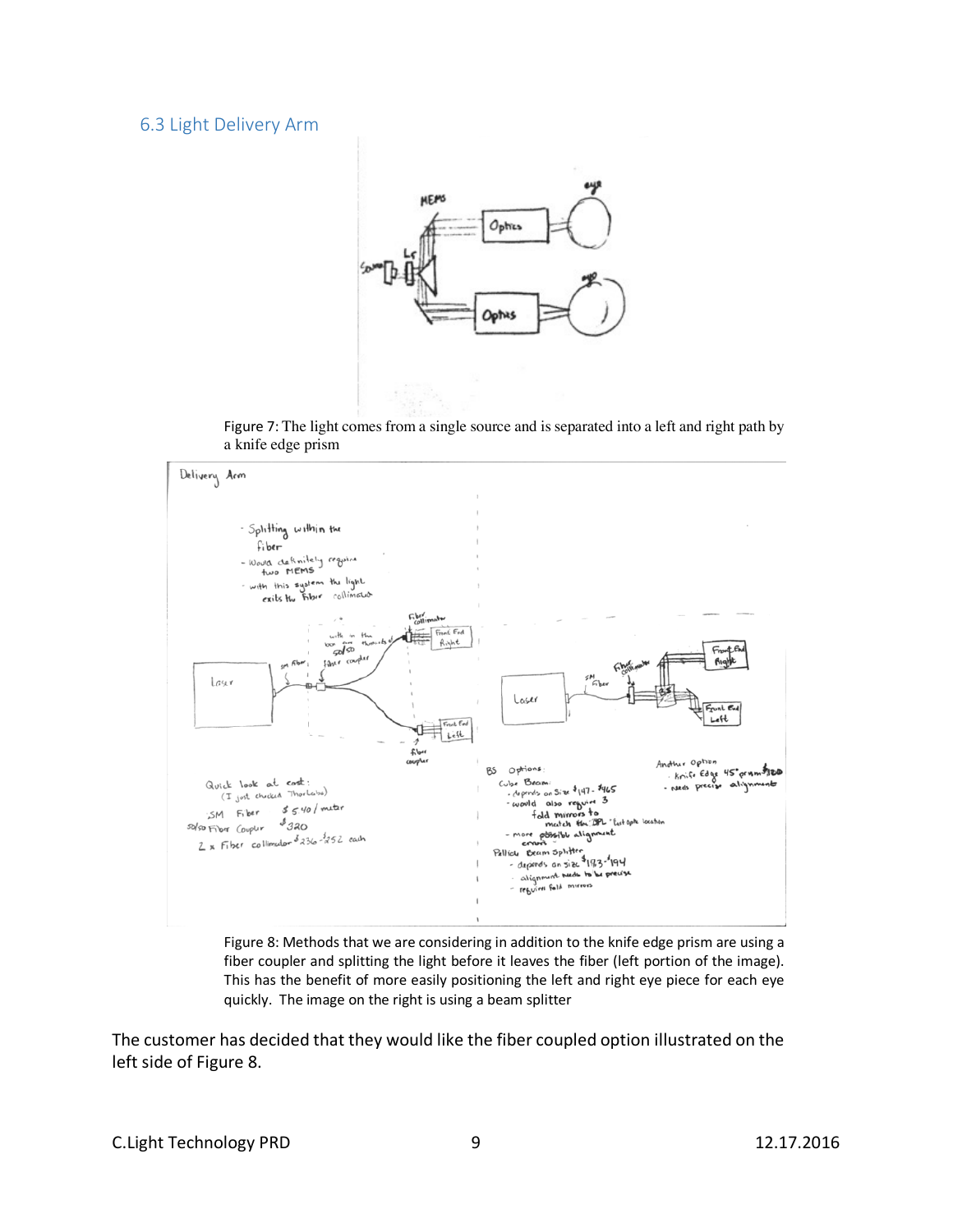## 6.3 Light Delivery Arm

Figure 7: The light comes from a single source and is separated into a left and right path by a knife edge prism

Figure 8: Methods that we are considering in addition to the knife edge prism are using a fiber coupler and splitting the light before it leaves the fiber (left portion of the image). This has the benefit of more easily positioning the left and right eye piece for each eye quickly. The image on the right is using a beam splitter

The customer has decided that they would like the fiber coupled option illustrated on the left side of Figure 8.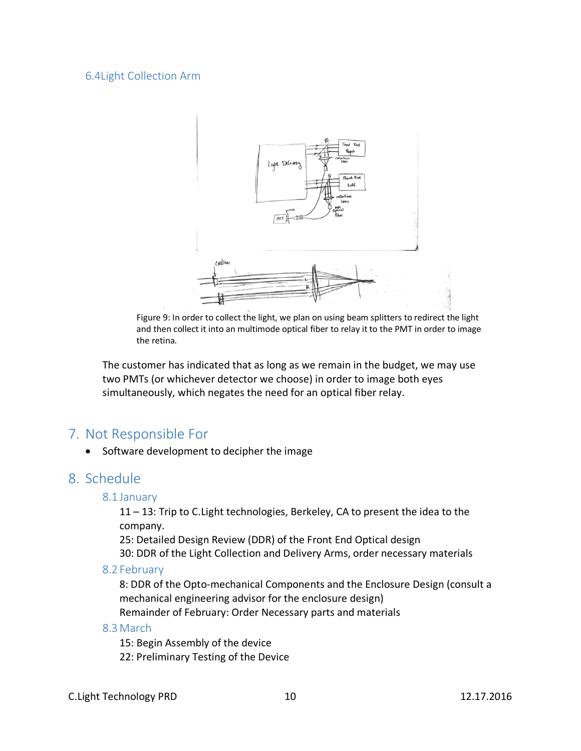### 6.4 Light Collection Arm

Figure 9: In order to collect the light, we plan on using beam splitters to redirect the light and then collect it into an multimode optical fiber to relay it to the PMT in order to image the retina.

The customer has indicated that as long as we remain in the budget, we may use two PMTs (or whichever detector we choose) in order to image both eyes simultaneously, which negates the need for an optical fiber relay.

## 7. Not Responsible For

- Software development to decipher the image

## 8. Schedule

### 8.1 January

11 – 13: Trip to C.Light technologies, Berkeley, CA to present the idea to the company.
25: Detailed Design Review (DDR) of the Front End Optical design
30: DDR of the Light Collection and Delivery Arms, order necessary materials

### 8.2 February

8: DDR of the Opto-mechanical Components and the Enclosure Design (consult a mechanical engineering advisor for the enclosure design)
Remainder of February: Order Necessary parts and materials

### 8.3 March

15: Begin Assembly of the device
22: Preliminary Testing of the Device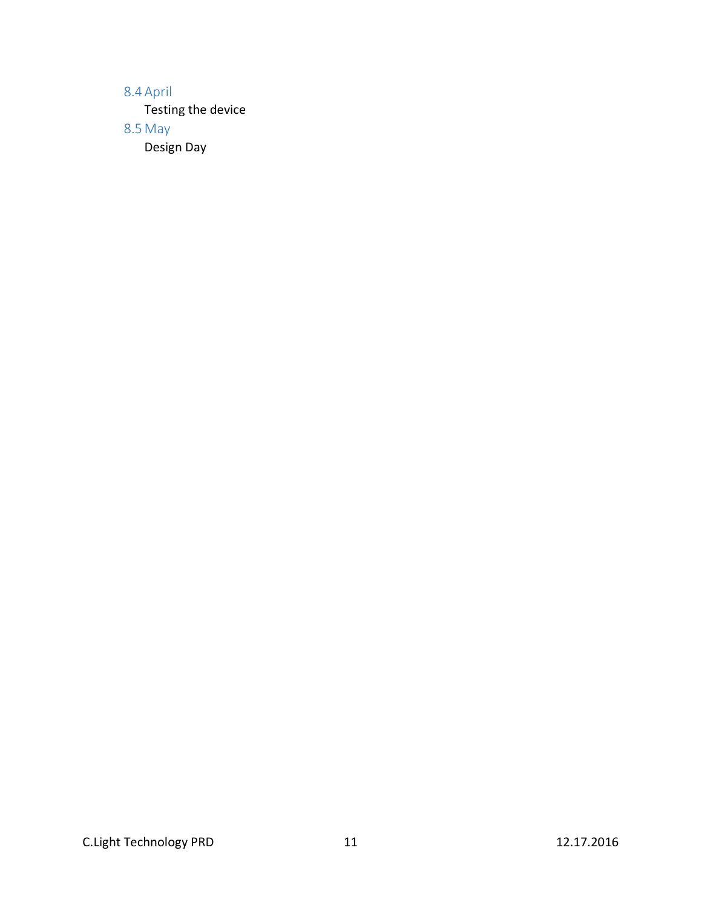### 8.4 April

Testing the device

### 8.5 May

Design Day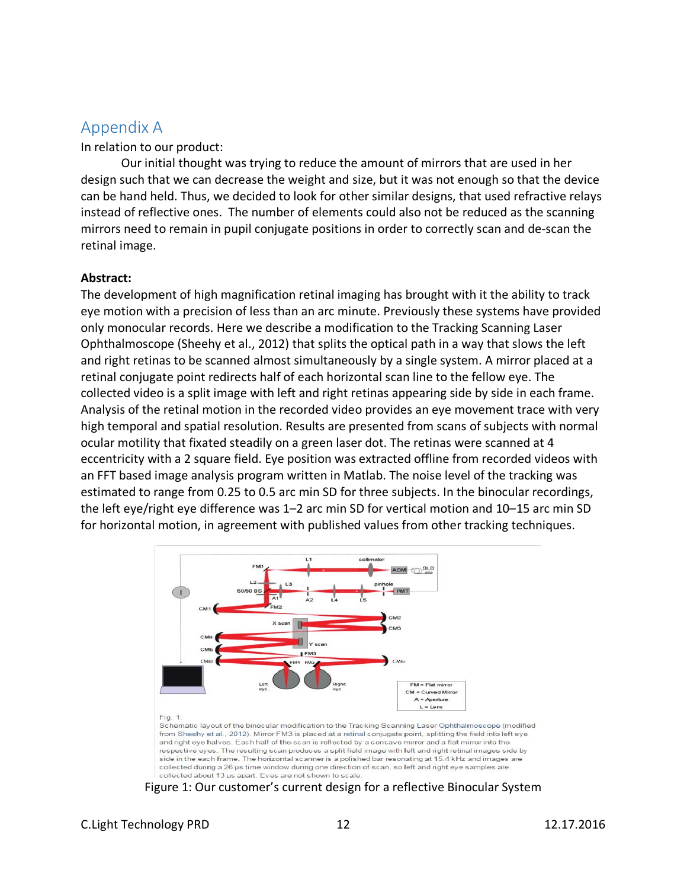## Appendix A

In relation to our product:

Our initial thought was trying to reduce the amount of mirrors that are used in her design such that we can decrease the weight and size, but it was not enough so that the device can be hand held. Thus, we decided to look for other similar designs, that used refractive relays instead of reflective ones. The number of elements could also not be reduced as the scanning mirrors need to remain in pupil conjugate positions in order to correctly scan and de-scan the retinal image.

**Abstract:**

The development of high magnification retinal imaging has brought with it the ability to track eye motion with a precision of less than an arc minute. Previously these systems have provided only monocular records. Here we describe a modification to the Tracking Scanning Laser Ophthalmoscope (Sheehy et al., 2012) that splits the optical path in a way that slows the left and right retinas to be scanned almost simultaneously by a single system. A mirror placed at a retinal conjugate point redirects half of each horizontal scan line to the fellow eye. The collected video is a split image with left and right retinas appearing side by side in each frame. Analysis of the retinal motion in the recorded video provides an eye movement trace with very high temporal and spatial resolution. Results are presented from scans of subjects with normal ocular motility that fixated steadily on a green laser dot. The retinas were scanned at 4 eccentricity with a 2 square field. Eye position was extracted offline from recorded videos with an FFT based image analysis program written in Matlab. The noise level of the tracking was estimated to range from 0.25 to 0.5 arc min SD for three subjects. In the binocular recordings, the left eye/right eye difference was 1–2 arc min SD for vertical motion and 10–15 arc min SD for horizontal motion, in agreement with published values from other tracking techniques.

Fig. 1.
Schematic layout of the binocular modification to the Tracking Scanning Laser Ophthalmoscope (modified from Sheehy et al., 2012). Mirror FM3 is placed at a retinal conjugate point, splitting the field into left eye and right eye halves. Each half of the scan is reflected by a concave mirror and a flat mirror into the respective eyes. The resulting scan produces a split field image with left and right retinal images side by side in the each frame. The horizontal scanner is a polished bar resonating at 15.4 kHz and images are collected during a 26 μs time window during one direction of scan, so left and right eye samples are collected about 13 μs apart. Eyes are not shown to scale.

Figure 1: Our customer's current design for a reflective Binocular System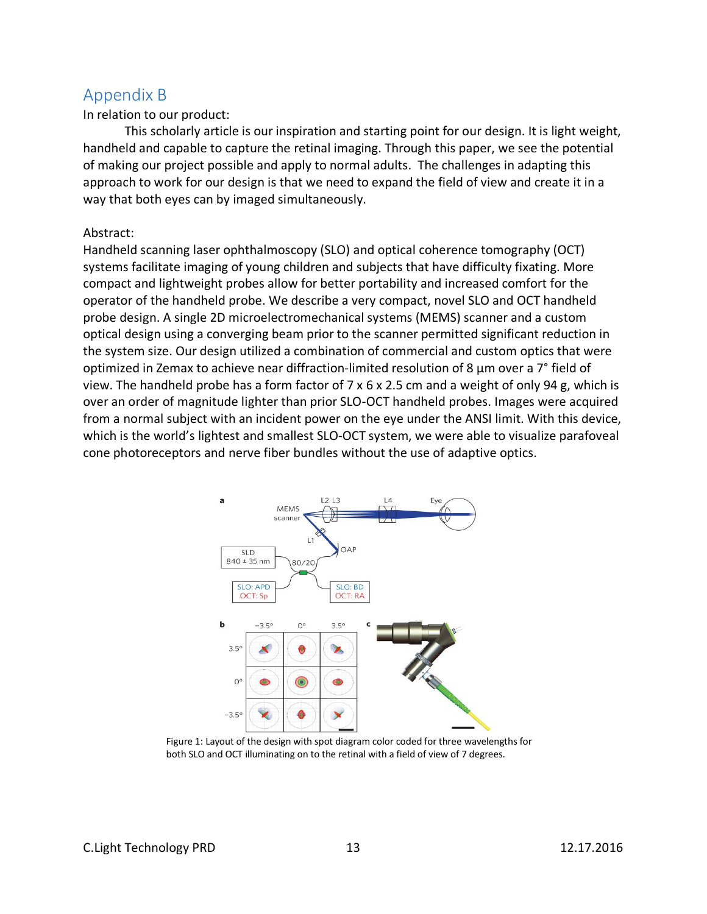## Appendix B

In relation to our product:

This scholarly article is our inspiration and starting point for our design. It is light weight, handheld and capable to capture the retinal imaging. Through this paper, we see the potential of making our project possible and apply to normal adults. The challenges in adapting this approach to work for our design is that we need to expand the field of view and create it in a way that both eyes can by imaged simultaneously.

Abstract:

Handheld scanning laser ophthalmoscopy (SLO) and optical coherence tomography (OCT) systems facilitate imaging of young children and subjects that have difficulty fixating. More compact and lightweight probes allow for better portability and increased comfort for the operator of the handheld probe. We describe a very compact, novel SLO and OCT handheld probe design. A single 2D microelectromechanical systems (MEMS) scanner and a custom optical design using a converging beam prior to the scanner permitted significant reduction in the system size. Our design utilized a combination of commercial and custom optics that were optimized in Zemax to achieve near diffraction-limited resolution of 8 µm over a 7° field of view. The handheld probe has a form factor of 7 x 6 x 2.5 cm and a weight of only 94 g, which is over an order of magnitude lighter than prior SLO-OCT handheld probes. Images were acquired from a normal subject with an incident power on the eye under the ANSI limit. With this device, which is the world's lightest and smallest SLO-OCT system, we were able to visualize parafoveal cone photoreceptors and nerve fiber bundles without the use of adaptive optics.

Figure 1: Layout of the design with spot diagram color coded for three wavelengths for both SLO and OCT illuminating on to the retinal with a field of view of 7 degrees.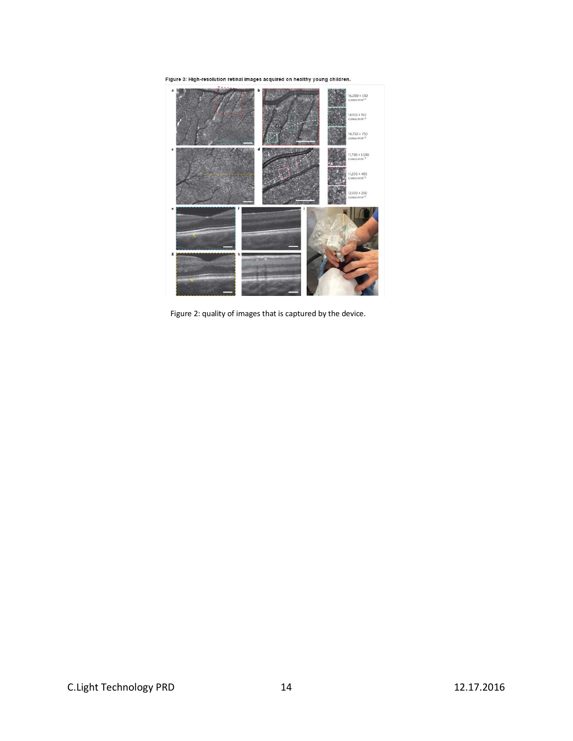Figure 3: High-resolution retinal images acquired on healthy young children.

Figure 2: quality of images that is captured by the device.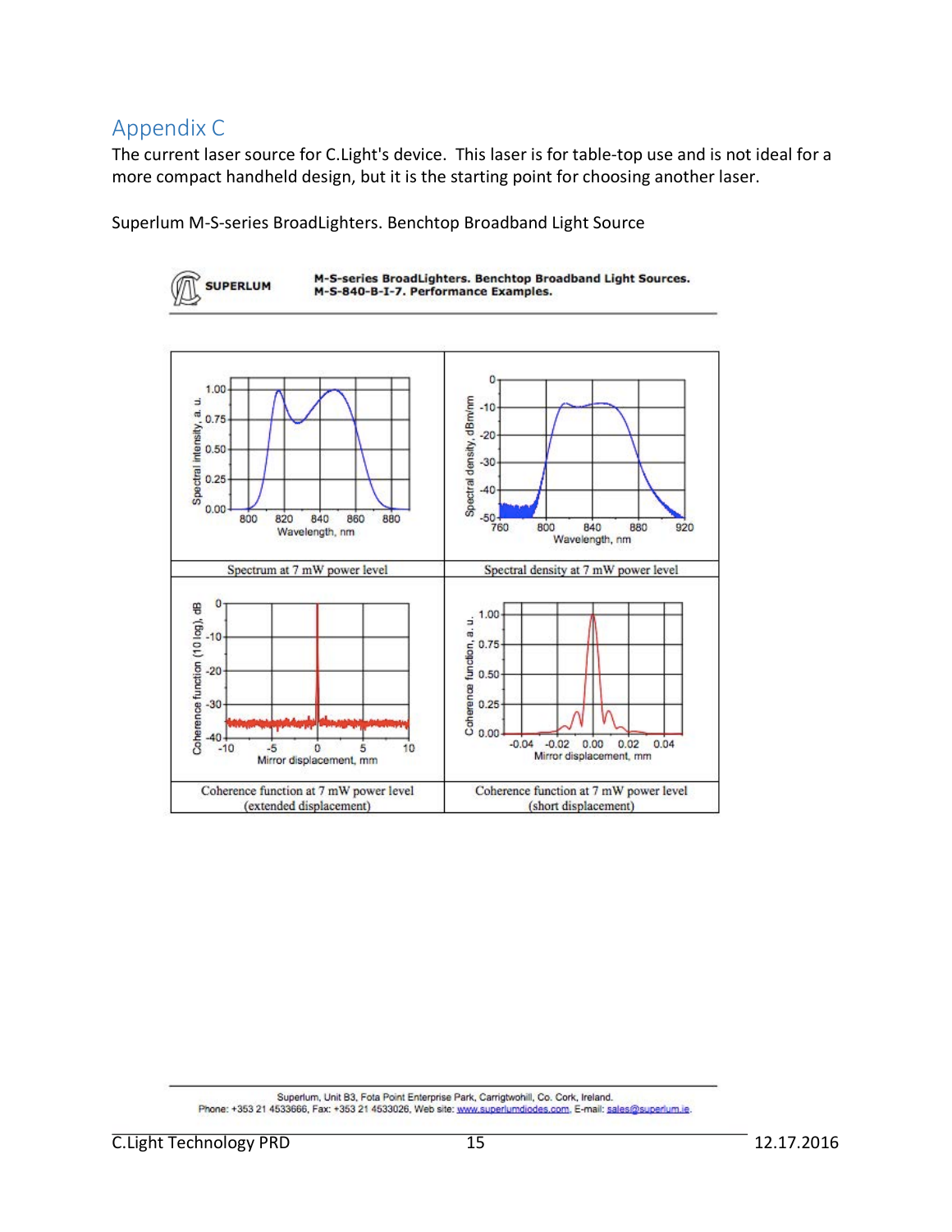# Appendix C

The current laser source for C.Light's device. This laser is for table-top use and is not ideal for a more compact handheld design, but it is the starting point for choosing another laser.

Superlum M-S-series BroadLighters. Benchtop Broadband Light Source

**SUPERLUM** **M-S-series BroadLighters. Benchtop Broadband Light Sources. M-S-840-B-I-7. Performance Examples.**

| Spectrum at 7 mW power level | Spectral density at 7 mW power level |
| --- | --- |
| Coherence function at 7 mW power level (extended displacement) | Coherence function at 7 mW power level (short displacement) |

Superlum, Unit B3, Fota Point Enterprise Park, Carrigtwohill, Co. Cork, Ireland.
Phone: +353 21 4533666, Fax: +353 21 4533026, Web site: www.superlumdiodes.com, E-mail: sales@superlum.ie.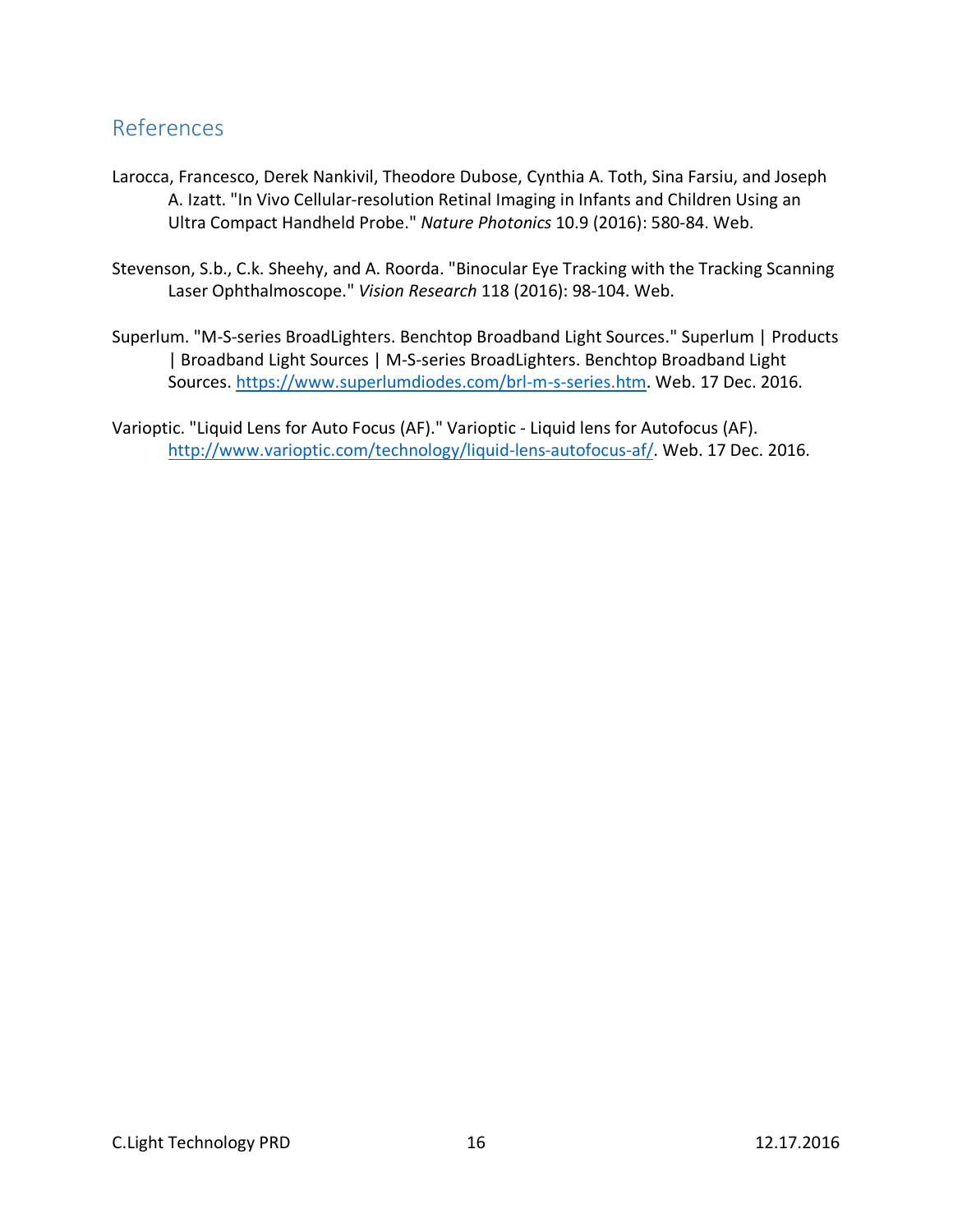## References

Larocca, Francesco, Derek Nankivil, Theodore Dubose, Cynthia A. Toth, Sina Farsiu, and Joseph A. Izatt. "In Vivo Cellular-resolution Retinal Imaging in Infants and Children Using an Ultra Compact Handheld Probe." *Nature Photonics* 10.9 (2016): 580-84. Web.

Stevenson, S.b., C.k. Sheehy, and A. Roorda. "Binocular Eye Tracking with the Tracking Scanning Laser Ophthalmoscope." *Vision Research* 118 (2016): 98-104. Web.

Superlum. "M-S-series BroadLighters. Benchtop Broadband Light Sources." Superlum | Products | Broadband Light Sources | M-S-series BroadLighters. Benchtop Broadband Light Sources. https://www.superlumdiodes.com/brl-m-s-series.htm. Web. 17 Dec. 2016.

Varioptic. "Liquid Lens for Auto Focus (AF)." Varioptic - Liquid lens for Autofocus (AF). http://www.varioptic.com/technology/liquid-lens-autofocus-af/. Web. 17 Dec. 2016.